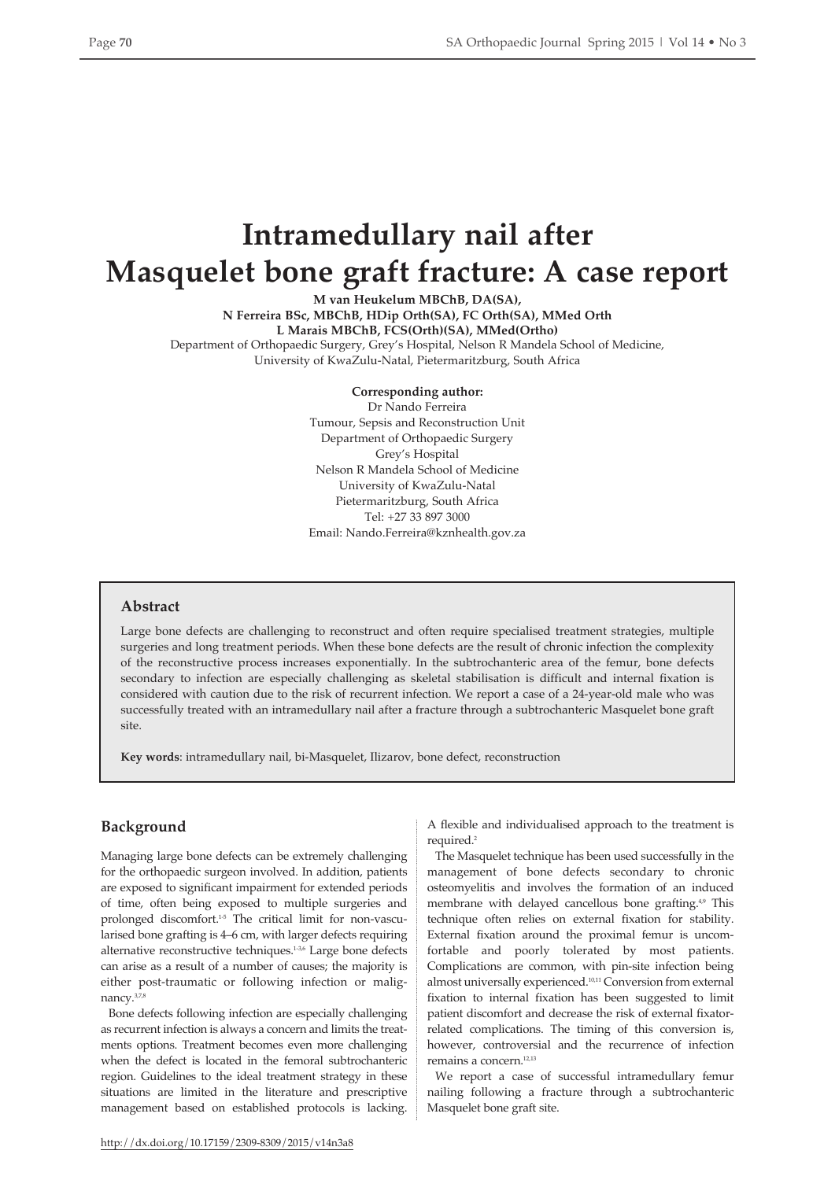# Intramedullary nail after Masquelet bone graft fracture: A case report

**M van Heukelum MBChB, DA(SA),**
**N Ferreira BSc, MBChB, HDip Orth(SA), FC Orth(SA), MMed Orth**
**L Marais MBChB, FCS(Orth)(SA), MMed(Ortho)**
Department of Orthopaedic Surgery, Grey's Hospital, Nelson R Mandela School of Medicine,
University of KwaZulu-Natal, Pietermaritzburg, South Africa

**Corresponding author:**
Dr Nando Ferreira
Tumour, Sepsis and Reconstruction Unit
Department of Orthopaedic Surgery
Grey's Hospital
Nelson R Mandela School of Medicine
University of KwaZulu-Natal
Pietermaritzburg, South Africa
Tel: +27 33 897 3000
Email: Nando.Ferreira@kznhealth.gov.za

## Abstract

Large bone defects are challenging to reconstruct and often require specialised treatment strategies, multiple surgeries and long treatment periods. When these bone defects are the result of chronic infection the complexity of the reconstructive process increases exponentially. In the subtrochanteric area of the femur, bone defects secondary to infection are especially challenging as skeletal stabilisation is difficult and internal fixation is considered with caution due to the risk of recurrent infection. We report a case of a 24-year-old male who was successfully treated with an intramedullary nail after a fracture through a subtrochanteric Masquelet bone graft site.

**Key words**: intramedullary nail, bi-Masquelet, Ilizarov, bone defect, reconstruction

## Background

Managing large bone defects can be extremely challenging for the orthopaedic surgeon involved. In addition, patients are exposed to significant impairment for extended periods of time, often being exposed to multiple surgeries and prolonged discomfort.[1-5] The critical limit for non-vascularised bone grafting is 4–6 cm, with larger defects requiring alternative reconstructive techniques.[1-3,6] Large bone defects can arise as a result of a number of causes; the majority is either post-traumatic or following infection or malignancy.[3,7,8]

Bone defects following infection are especially challenging as recurrent infection is always a concern and limits the treatments options. Treatment becomes even more challenging when the defect is located in the femoral subtrochanteric region. Guidelines to the ideal treatment strategy in these situations are limited in the literature and prescriptive management based on established protocols is lacking. A flexible and individualised approach to the treatment is required.[2]

The Masquelet technique has been used successfully in the management of bone defects secondary to chronic osteomyelitis and involves the formation of an induced membrane with delayed cancellous bone grafting.[4,9] This technique often relies on external fixation for stability. External fixation around the proximal femur is uncomfortable and poorly tolerated by most patients. Complications are common, with pin-site infection being almost universally experienced.[10,11] Conversion from external fixation to internal fixation has been suggested to limit patient discomfort and decrease the risk of external fixator-related complications. The timing of this conversion is, however, controversial and the recurrence of infection remains a concern.[12,13]

We report a case of successful intramedullary femur nailing following a fracture through a subtrochanteric Masquelet bone graft site.

http://dx.doi.org/10.17159/2309-8309/2015/v14n3a8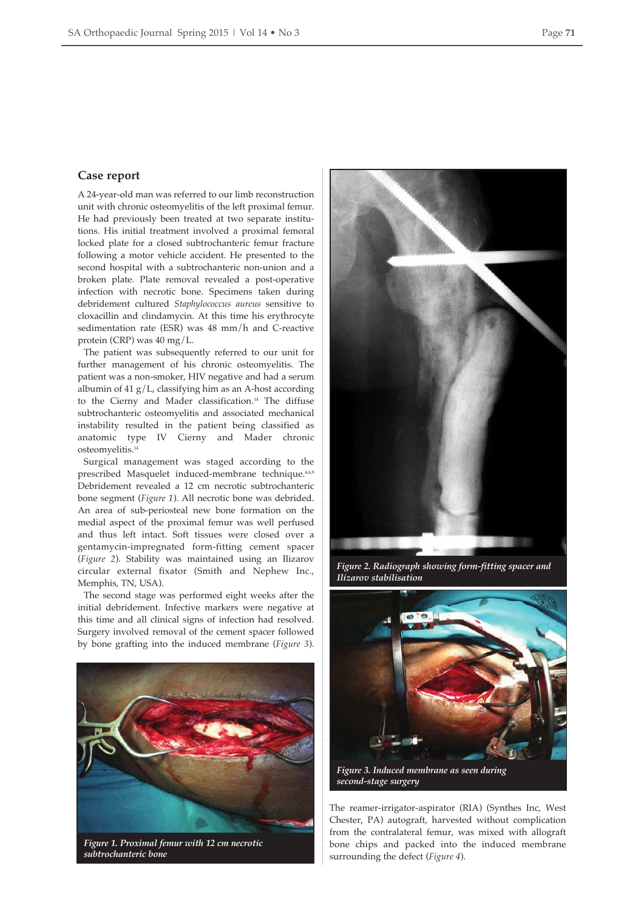## Case report

A 24-year-old man was referred to our limb reconstruction unit with chronic osteomyelitis of the left proximal femur. He had previously been treated at two separate institutions. His initial treatment involved a proximal femoral locked plate for a closed subtrochanteric femur fracture following a motor vehicle accident. He presented to the second hospital with a subtrochanteric non-union and a broken plate. Plate removal revealed a post-operative infection with necrotic bone. Specimens taken during debridement cultured *Staphylococcus aureus* sensitive to cloxacillin and clindamycin. At this time his erythrocyte sedimentation rate (ESR) was 48 mm/h and C-reactive protein (CRP) was 40 mg/L.

The patient was subsequently referred to our unit for further management of his chronic osteomyelitis. The patient was a non-smoker, HIV negative and had a serum albumin of 41 g/L, classifying him as an A-host according to the Cierny and Mader classification.[14] The diffuse subtrochanteric osteomyelitis and associated mechanical instability resulted in the patient being classified as anatomic type IV Cierny and Mader chronic osteomyelitis.[14]

Surgical management was staged according to the prescribed Masquelet induced-membrane technique.[4,6,9] Debridement revealed a 12 cm necrotic subtrochanteric bone segment (*Figure 1*). All necrotic bone was debrided. An area of sub-periosteal new bone formation on the medial aspect of the proximal femur was well perfused and thus left intact. Soft tissues were closed over a gentamycin-impregnated form-fitting cement spacer (*Figure 2*). Stability was maintained using an Ilizarov circular external fixator (Smith and Nephew Inc., Memphis, TN, USA).

The second stage was performed eight weeks after the initial debridement. Infective markers were negative at this time and all clinical signs of infection had resolved. Surgery involved removal of the cement spacer followed by bone grafting into the induced membrane (*Figure 3*).

*Figure 1. Proximal femur with 12 cm necrotic subtrochanteric bone*

*Figure 2. Radiograph showing form-fitting spacer and Ilizarov stabilisation*

*Figure 3. Induced membrane as seen during second-stage surgery*

The reamer-irrigator-aspirator (RIA) (Synthes Inc, West Chester, PA) autograft, harvested without complication from the contralateral femur, was mixed with allograft bone chips and packed into the induced membrane surrounding the defect (*Figure 4*).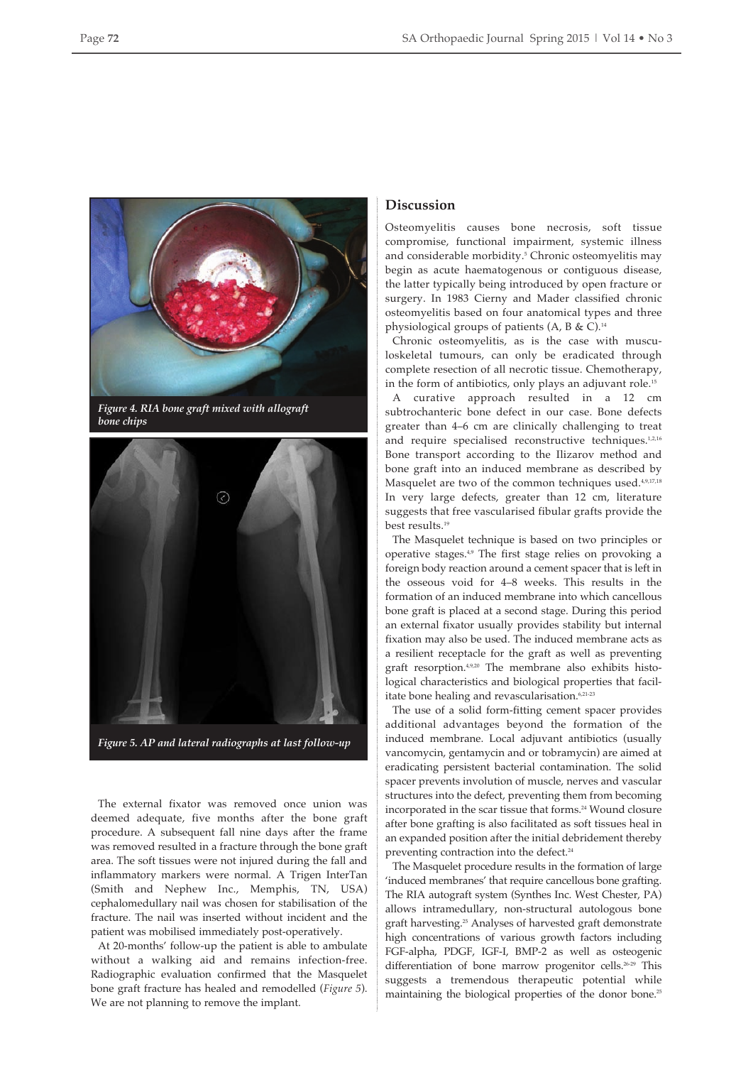Figure 4. RIA bone graft mixed with allograft bone chips

Figure 5. AP and lateral radiographs at last follow-up

The external fixator was removed once union was deemed adequate, five months after the bone graft procedure. A subsequent fall nine days after the frame was removed resulted in a fracture through the bone graft area. The soft tissues were not injured during the fall and inflammatory markers were normal. A Trigen InterTan (Smith and Nephew Inc., Memphis, TN, USA) cephalomedullary nail was chosen for stabilisation of the fracture. The nail was inserted without incident and the patient was mobilised immediately post-operatively.

At 20-months' follow-up the patient is able to ambulate without a walking aid and remains infection-free. Radiographic evaluation confirmed that the Masquelet bone graft fracture has healed and remodelled (*Figure 5*). We are not planning to remove the implant.

## Discussion

Osteomyelitis causes bone necrosis, soft tissue compromise, functional impairment, systemic illness and considerable morbidity.[3] Chronic osteomyelitis may begin as acute haematogenous or contiguous disease, the latter typically being introduced by open fracture or surgery. In 1983 Cierny and Mader classified chronic osteomyelitis based on four anatomical types and three physiological groups of patients (A, B & C).[14]

Chronic osteomyelitis, as is the case with musculoskeletal tumours, can only be eradicated through complete resection of all necrotic tissue. Chemotherapy, in the form of antibiotics, only plays an adjuvant role.[15]

A curative approach resulted in a 12 cm subtrochanteric bone defect in our case. Bone defects greater than 4–6 cm are clinically challenging to treat and require specialised reconstructive techniques.[1,2,16] Bone transport according to the Ilizarov method and bone graft into an induced membrane as described by Masquelet are two of the common techniques used.[4,9,17,18] In very large defects, greater than 12 cm, literature suggests that free vascularised fibular grafts provide the best results.[19]

The Masquelet technique is based on two principles or operative stages.[4,9] The first stage relies on provoking a foreign body reaction around a cement spacer that is left in the osseous void for 4–8 weeks. This results in the formation of an induced membrane into which cancellous bone graft is placed at a second stage. During this period an external fixator usually provides stability but internal fixation may also be used. The induced membrane acts as a resilient receptacle for the graft as well as preventing graft resorption.[4,9,20] The membrane also exhibits histological characteristics and biological properties that facilitate bone healing and revascularisation.[6,21-23]

The use of a solid form-fitting cement spacer provides additional advantages beyond the formation of the induced membrane. Local adjuvant antibiotics (usually vancomycin, gentamycin and or tobramycin) are aimed at eradicating persistent bacterial contamination. The solid spacer prevents involution of muscle, nerves and vascular structures into the defect, preventing them from becoming incorporated in the scar tissue that forms.[24] Wound closure after bone grafting is also facilitated as soft tissues heal in an expanded position after the initial debridement thereby preventing contraction into the defect.[24]

The Masquelet procedure results in the formation of large 'induced membranes' that require cancellous bone grafting. The RIA autograft system (Synthes Inc. West Chester, PA) allows intramedullary, non-structural autologous bone graft harvesting.[25] Analyses of harvested graft demonstrate high concentrations of various growth factors including FGF-alpha, PDGF, IGF-I, BMP-2 as well as osteogenic differentiation of bone marrow progenitor cells.[26-29] This suggests a tremendous therapeutic potential while maintaining the biological properties of the donor bone.[25]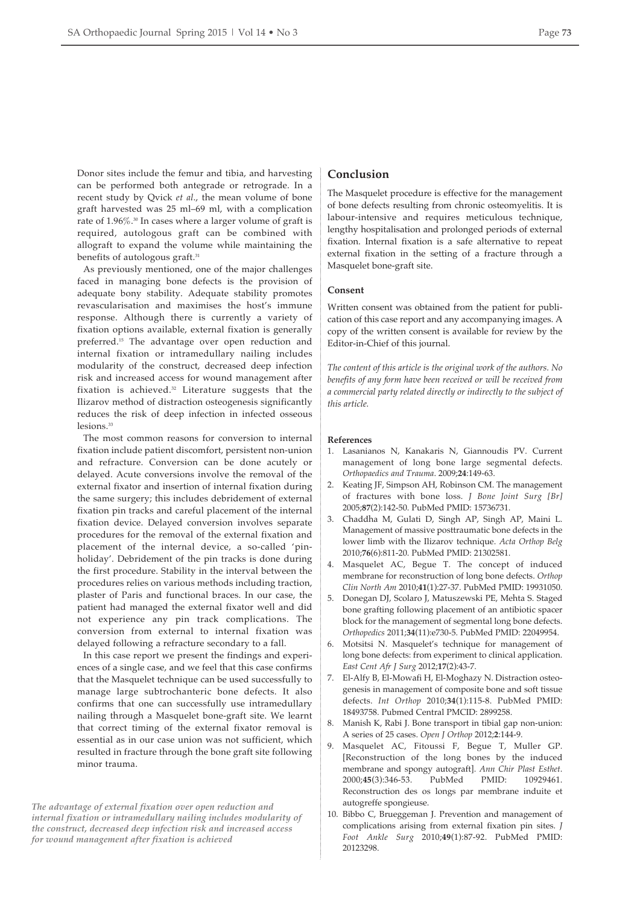Donor sites include the femur and tibia, and harvesting can be performed both antegrade or retrograde. In a recent study by Qvick *et al*., the mean volume of bone graft harvested was 25 ml–69 ml, with a complication rate of 1.96%.[30] In cases where a larger volume of graft is required, autologous graft can be combined with allograft to expand the volume while maintaining the benefits of autologous graft.[31]

As previously mentioned, one of the major challenges faced in managing bone defects is the provision of adequate bony stability. Adequate stability promotes revascularisation and maximises the host's immune response. Although there is currently a variety of fixation options available, external fixation is generally preferred.[15] The advantage over open reduction and internal fixation or intramedullary nailing includes modularity of the construct, decreased deep infection risk and increased access for wound management after fixation is achieved.[32] Literature suggests that the Ilizarov method of distraction osteogenesis significantly reduces the risk of deep infection in infected osseous lesions.[33]

The most common reasons for conversion to internal fixation include patient discomfort, persistent non-union and refracture. Conversion can be done acutely or delayed. Acute conversions involve the removal of the external fixator and insertion of internal fixation during the same surgery; this includes debridement of external fixation pin tracks and careful placement of the internal fixation device. Delayed conversion involves separate procedures for the removal of the external fixation and placement of the internal device, a so-called 'pin-holiday'. Debridement of the pin tracks is done during the first procedure. Stability in the interval between the procedures relies on various methods including traction, plaster of Paris and functional braces. In our case, the patient had managed the external fixator well and did not experience any pin track complications. The conversion from external to internal fixation was delayed following a refracture secondary to a fall.

In this case report we present the findings and experiences of a single case, and we feel that this case confirms that the Masquelet technique can be used successfully to manage large subtrochanteric bone defects. It also confirms that one can successfully use intramedullary nailing through a Masquelet bone-graft site. We learnt that correct timing of the external fixator removal is essential as in our case union was not sufficient, which resulted in fracture through the bone graft site following minor trauma.

***The advantage of external fixation over open reduction and internal fixation or intramedullary nailing includes modularity of the construct, decreased deep infection risk and increased access for wound management after fixation is achieved***

## Conclusion

The Masquelet procedure is effective for the management of bone defects resulting from chronic osteomyelitis. It is labour-intensive and requires meticulous technique, lengthy hospitalisation and prolonged periods of external fixation. Internal fixation is a safe alternative to repeat external fixation in the setting of a fracture through a Masquelet bone-graft site.

### Consent

Written consent was obtained from the patient for publication of this case report and any accompanying images. A copy of the written consent is available for review by the Editor-in-Chief of this journal.

*The content of this article is the original work of the authors. No benefits of any form have been received or will be received from a commercial party related directly or indirectly to the subject of this article.*

### References

1. Lasanianos N, Kanakaris N, Giannoudis PV. Current management of long bone large segmental defects. *Orthopaedics and Trauma*. 2009;**24**:149-63.
2. Keating JF, Simpson AH, Robinson CM. The management of fractures with bone loss. *J Bone Joint Surg [Br]* 2005;**87**(2):142-50. PubMed PMID: 15736731.
3. Chaddha M, Gulati D, Singh AP, Singh AP, Maini L. Management of massive posttraumatic bone defects in the lower limb with the Ilizarov technique. *Acta Orthop Belg* 2010;**76**(6):811-20. PubMed PMID: 21302581.
4. Masquelet AC, Begue T. The concept of induced membrane for reconstruction of long bone defects. *Orthop Clin North Am* 2010;**41**(1):27-37. PubMed PMID: 19931050.
5. Donegan DJ, Scolaro J, Matuszewski PE, Mehta S. Staged bone grafting following placement of an antibiotic spacer block for the management of segmental long bone defects. *Orthopedics* 2011;**34**(11):e730-5. PubMed PMID: 22049954.
6. Motsitsi N. Masquelet's technique for management of long bone defects: from experiment to clinical application. *East Cent Afr J Surg* 2012;**17**(2):43-7.
7. El-Alfy B, El-Mowafi H, El-Moghazy N. Distraction osteogenesis in management of composite bone and soft tissue defects. *Int Orthop* 2010;**34**(1):115-8. PubMed PMID: 18493758. Pubmed Central PMCID: 2899258.
8. Manish K, Rabi J. Bone transport in tibial gap non-union: A series of 25 cases. *Open J Orthop* 2012;**2**:144-9.
9. Masquelet AC, Fitoussi F, Begue T, Muller GP. [Reconstruction of the long bones by the induced membrane and spongy autograft]. *Ann Chir Plast Esthet*. 2000;**45**(3):346-53. PubMed PMID: 10929461. Reconstruction des os longs par membrane induite et autogreffe spongieuse.
10. Bibbo C, Brueggeman J. Prevention and management of complications arising from external fixation pin sites. *J Foot Ankle Surg* 2010;**49**(1):87-92. PubMed PMID: 20123298.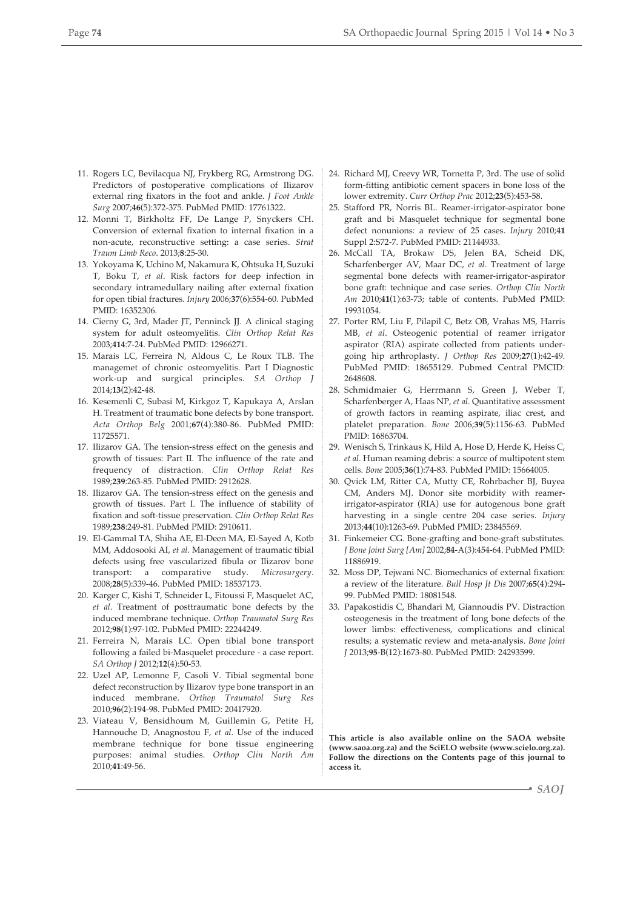11. Rogers LC, Bevilacqua NJ, Frykberg RG, Armstrong DG. Predictors of postoperative complications of Ilizarov external ring fixators in the foot and ankle. *J Foot Ankle Surg* 2007;**46**(5):372-375. PubMed PMID: 17761322.
12. Monni T, Birkholtz FF, De Lange P, Snyckers CH. Conversion of external fixation to internal fixation in a non-acute, reconstructive setting: a case series. *Strat Traum Limb Reco.* 2013;**8**:25-30.
13. Yokoyama K, Uchino M, Nakamura K, Ohtsuka H, Suzuki T, Boku T, *et al*. Risk factors for deep infection in secondary intramedullary nailing after external fixation for open tibial fractures. *Injury* 2006;**37**(6):554-60. PubMed PMID: 16352306.
14. Cierny G, 3rd, Mader JT, Penninck JJ. A clinical staging system for adult osteomyelitis. *Clin Orthop Relat Res* 2003;**414**:7-24. PubMed PMID: 12966271.
15. Marais LC, Ferreira N, Aldous C, Le Roux TLB. The managemet of chronic osteomyelitis. Part I Diagnostic work-up and surgical principles. *SA Orthop J* 2014;**13**(2):42-48.
16. Kesemenli C, Subasi M, Kirgkoz T, Kapukaya A, Arslan H. Treatment of traumatic bone defects by bone transport. *Acta Orthop Belg* 2001;**67**(4):380-86. PubMed PMID: 11725571.
17. Ilizarov GA. The tension-stress effect on the genesis and growth of tissues: Part II. The influence of the rate and frequency of distraction. *Clin Orthop Relat Res* 1989;**239**:263-85. PubMed PMID: 2912628.
18. Ilizarov GA. The tension-stress effect on the genesis and growth of tissues. Part I. The influence of stability of fixation and soft-tissue preservation. *Clin Orthop Relat Res* 1989;**238**:249-81. PubMed PMID: 2910611.
19. El-Gammal TA, Shiha AE, El-Deen MA, El-Sayed A, Kotb MM, Addosooki AI, *et al*. Management of traumatic tibial defects using free vascularized fibula or Ilizarov bone transport: a comparative study. *Microsurgery*. 2008;**28**(5):339-46. PubMed PMID: 18537173.
20. Karger C, Kishi T, Schneider L, Fitoussi F, Masquelet AC, *et al*. Treatment of posttraumatic bone defects by the induced membrane technique. *Orthop Traumatol Surg Res* 2012;**98**(1):97-102. PubMed PMID: 22244249.
21. Ferreira N, Marais LC. Open tibial bone transport following a failed bi-Masquelet procedure - a case report. *SA Orthop J* 2012;**12**(4):50-53.
22. Uzel AP, Lemonne F, Casoli V. Tibial segmental bone defect reconstruction by Ilizarov type bone transport in an induced membrane. *Orthop Traumatol Surg Res* 2010;**96**(2):194-98. PubMed PMID: 20417920.
23. Viateau V, Bensidhoum M, Guillemin G, Petite H, Hannouche D, Anagnostou F, *et al*. Use of the induced membrane technique for bone tissue engineering purposes: animal studies. *Orthop Clin North Am* 2010;**41**:49-56.
24. Richard MJ, Creevy WR, Tornetta P, 3rd. The use of solid form-fitting antibiotic cement spacers in bone loss of the lower extremity. *Curr Orthop Prac* 2012;**23**(5):453-58.
25. Stafford PR, Norris BL. Reamer-irrigator-aspirator bone graft and bi Masquelet technique for segmental bone defect nonunions: a review of 25 cases. *Injury* 2010;**41** Suppl 2:S72-7. PubMed PMID: 21144933.
26. McCall TA, Brokaw DS, Jelen BA, Scheid DK, Scharfenberger AV, Maar DC, *et al*. Treatment of large segmental bone defects with reamer-irrigator-aspirator bone graft: technique and case series. *Orthop Clin North Am* 2010;**41**(1):63-73; table of contents. PubMed PMID: 19931054.
27. Porter RM, Liu F, Pilapil C, Betz OB, Vrahas MS, Harris MB, *et al*. Osteogenic potential of reamer irrigator aspirator (RIA) aspirate collected from patients undergoing hip arthroplasty. *J Orthop Res* 2009;**27**(1):42-49. PubMed PMID: 18655129. Pubmed Central PMCID: 2648608.
28. Schmidmaier G, Herrmann S, Green J, Weber T, Scharfenberger A, Haas NP, *et al*. Quantitative assessment of growth factors in reaming aspirate, iliac crest, and platelet preparation. *Bone* 2006;**39**(5):1156-63. PubMed PMID: 16863704.
29. Wenisch S, Trinkaus K, Hild A, Hose D, Herde K, Heiss C, *et al*. Human reaming debris: a source of multipotent stem cells. *Bone* 2005;**36**(1):74-83. PubMed PMID: 15664005.
30. Qvick LM, Ritter CA, Mutty CE, Rohrbacher BJ, Buyea CM, Anders MJ. Donor site morbidity with reamer-irrigator-aspirator (RIA) use for autogenous bone graft harvesting in a single centre 204 case series. *Injury* 2013;**44**(10):1263-69. PubMed PMID: 23845569.
31. Finkemeier CG. Bone-grafting and bone-graft substitutes. *J Bone Joint Surg [Am]* 2002;**84**-A(3):454-64. PubMed PMID: 11886919.
32. Moss DP, Tejwani NC. Biomechanics of external fixation: a review of the literature. *Bull Hosp Jt Dis* 2007;**65**(4):294-99. PubMed PMID: 18081548.
33. Papakostidis C, Bhandari M, Giannoudis PV. Distraction osteogenesis in the treatment of long bone defects of the lower limbs: effectiveness, complications and clinical results; a systematic review and meta-analysis. *Bone Joint J* 2013;**95**-B(12):1673-80. PubMed PMID: 24293599.

**This article is also available online on the SAOA website (www.saoa.org.za) and the SciELO website (www.scielo.org.za). Follow the directions on the Contents page of this journal to access it.**